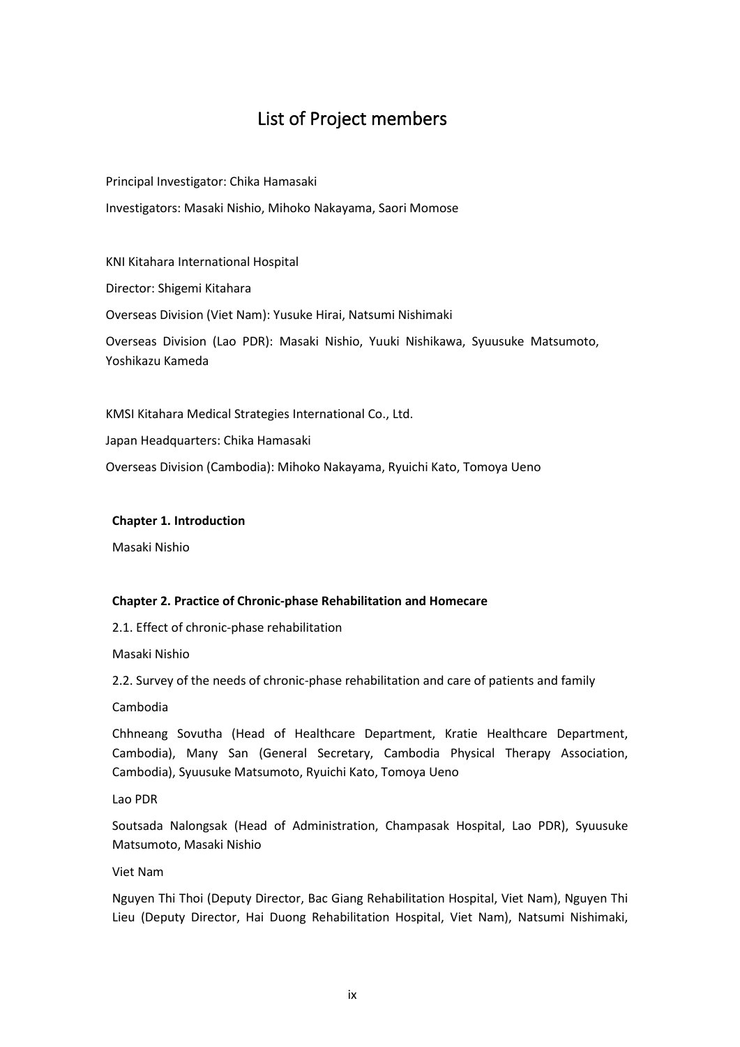# List of Project members

Principal Investigator: Chika Hamasaki

Investigators: Masaki Nishio, Mihoko Nakayama, Saori Momose

KNI Kitahara International Hospital

Director: Shigemi Kitahara

Overseas Division (Viet Nam): Yusuke Hirai, Natsumi Nishimaki

Overseas Division (Lao PDR): Masaki Nishio, Yuuki Nishikawa, Syuusuke Matsumoto, Yoshikazu Kameda

KMSI Kitahara Medical Strategies International Co., Ltd.

Japan Headquarters: Chika Hamasaki

Overseas Division (Cambodia): Mihoko Nakayama, Ryuichi Kato, Tomoya Ueno

**Chapter 1. Introduction**

Masaki Nishio

**Chapter 2. Practice of Chronic-phase Rehabilitation and Homecare**

2.1. Effect of chronic-phase rehabilitation

Masaki Nishio

2.2. Survey of the needs of chronic-phase rehabilitation and care of patients and family

Cambodia

Chhneang Sovutha (Head of Healthcare Department, Kratie Healthcare Department, Cambodia), Many San (General Secretary, Cambodia Physical Therapy Association, Cambodia), Syuusuke Matsumoto, Ryuichi Kato, Tomoya Ueno

Lao PDR

Soutsada Nalongsak (Head of Administration, Champasak Hospital, Lao PDR), Syuusuke Matsumoto, Masaki Nishio

Viet Nam

Nguyen Thi Thoi (Deputy Director, Bac Giang Rehabilitation Hospital, Viet Nam), Nguyen Thi Lieu (Deputy Director, Hai Duong Rehabilitation Hospital, Viet Nam), Natsumi Nishimaki,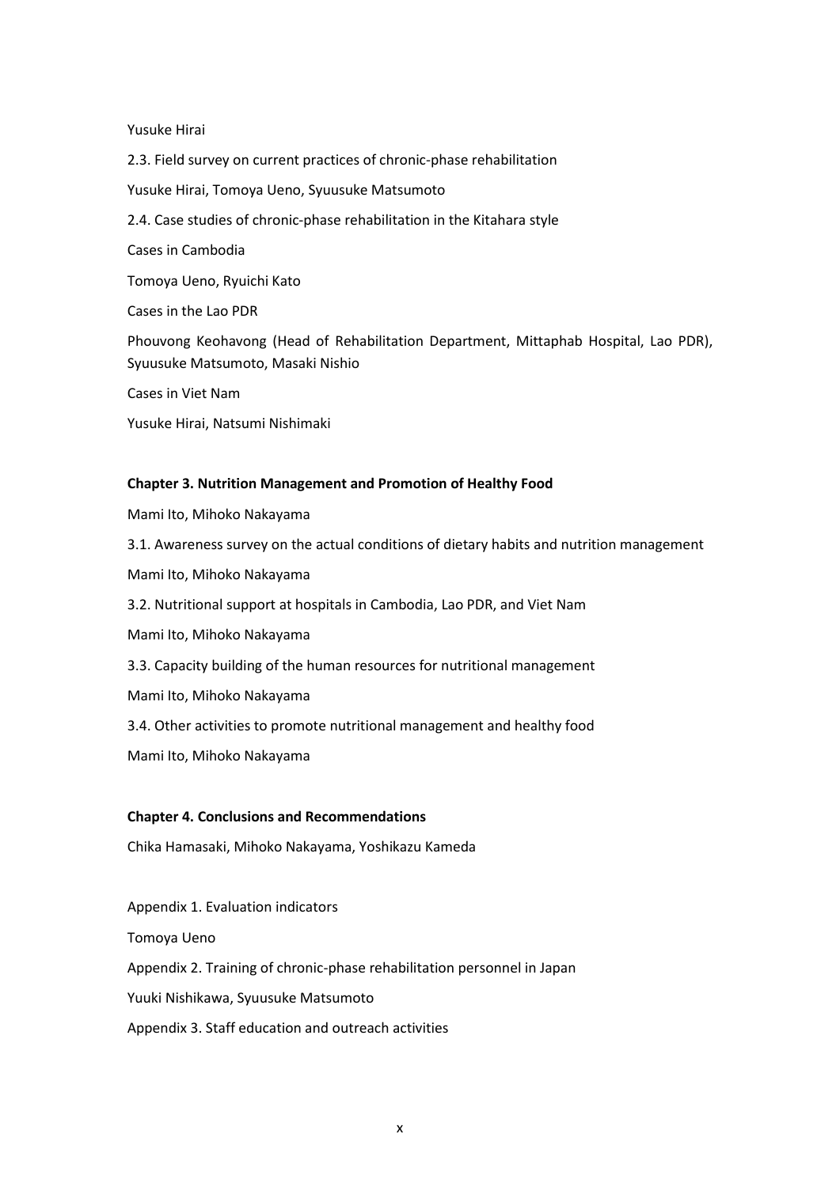Yusuke Hirai

2.3. Field survey on current practices of chronic-phase rehabilitation

Yusuke Hirai, Tomoya Ueno, Syuusuke Matsumoto

2.4. Case studies of chronic-phase rehabilitation in the Kitahara style

Cases in Cambodia

Tomoya Ueno, Ryuichi Kato

Cases in the Lao PDR

Phouvong Keohavong (Head of Rehabilitation Department, Mittaphab Hospital, Lao PDR), Syuusuke Matsumoto, Masaki Nishio

Cases in Viet Nam

Yusuke Hirai, Natsumi Nishimaki

**Chapter 3. Nutrition Management and Promotion of Healthy Food**

Mami Ito, Mihoko Nakayama

3.1. Awareness survey on the actual conditions of dietary habits and nutrition management

Mami Ito, Mihoko Nakayama

3.2. Nutritional support at hospitals in Cambodia, Lao PDR, and Viet Nam

Mami Ito, Mihoko Nakayama

3.3. Capacity building of the human resources for nutritional management

Mami Ito, Mihoko Nakayama

3.4. Other activities to promote nutritional management and healthy food

Mami Ito, Mihoko Nakayama

**Chapter 4. Conclusions and Recommendations**

Chika Hamasaki, Mihoko Nakayama, Yoshikazu Kameda

Appendix 1. Evaluation indicators

Tomoya Ueno

Appendix 2. Training of chronic-phase rehabilitation personnel in Japan

Yuuki Nishikawa, Syuusuke Matsumoto

Appendix 3. Staff education and outreach activities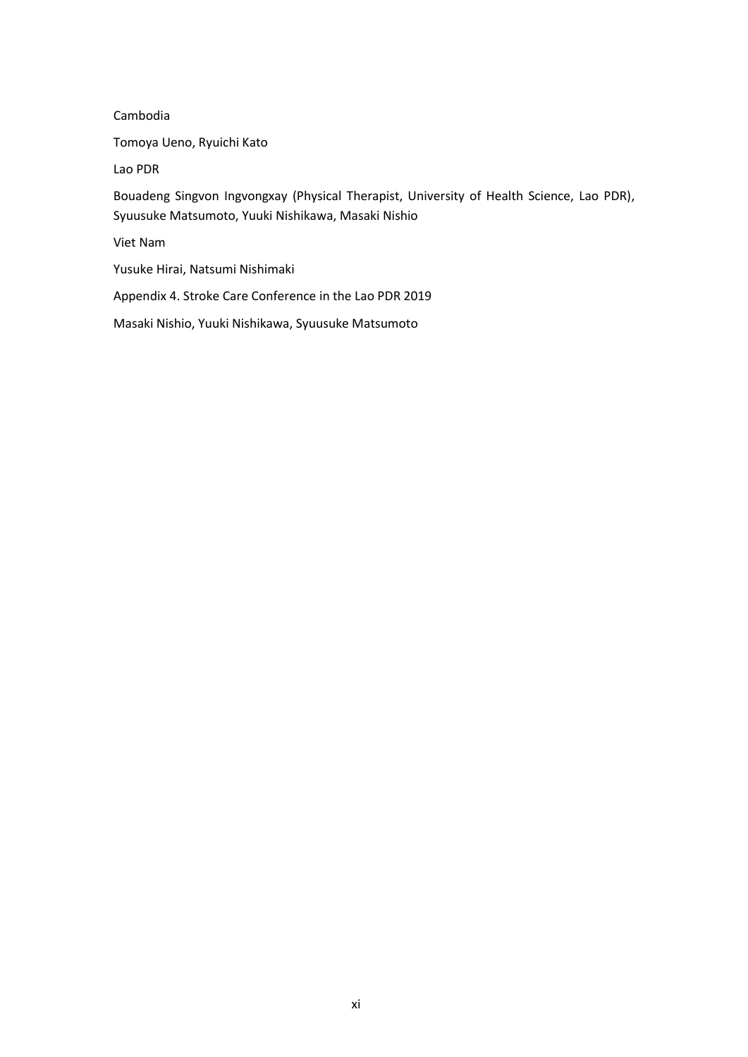Cambodia

Tomoya Ueno, Ryuichi Kato

Lao PDR

Bouadeng Singvon Ingvongxay (Physical Therapist, University of Health Science, Lao PDR), Syuusuke Matsumoto, Yuuki Nishikawa, Masaki Nishio

Viet Nam

Yusuke Hirai, Natsumi Nishimaki

Appendix 4. Stroke Care Conference in the Lao PDR 2019

Masaki Nishio, Yuuki Nishikawa, Syuusuke Matsumoto